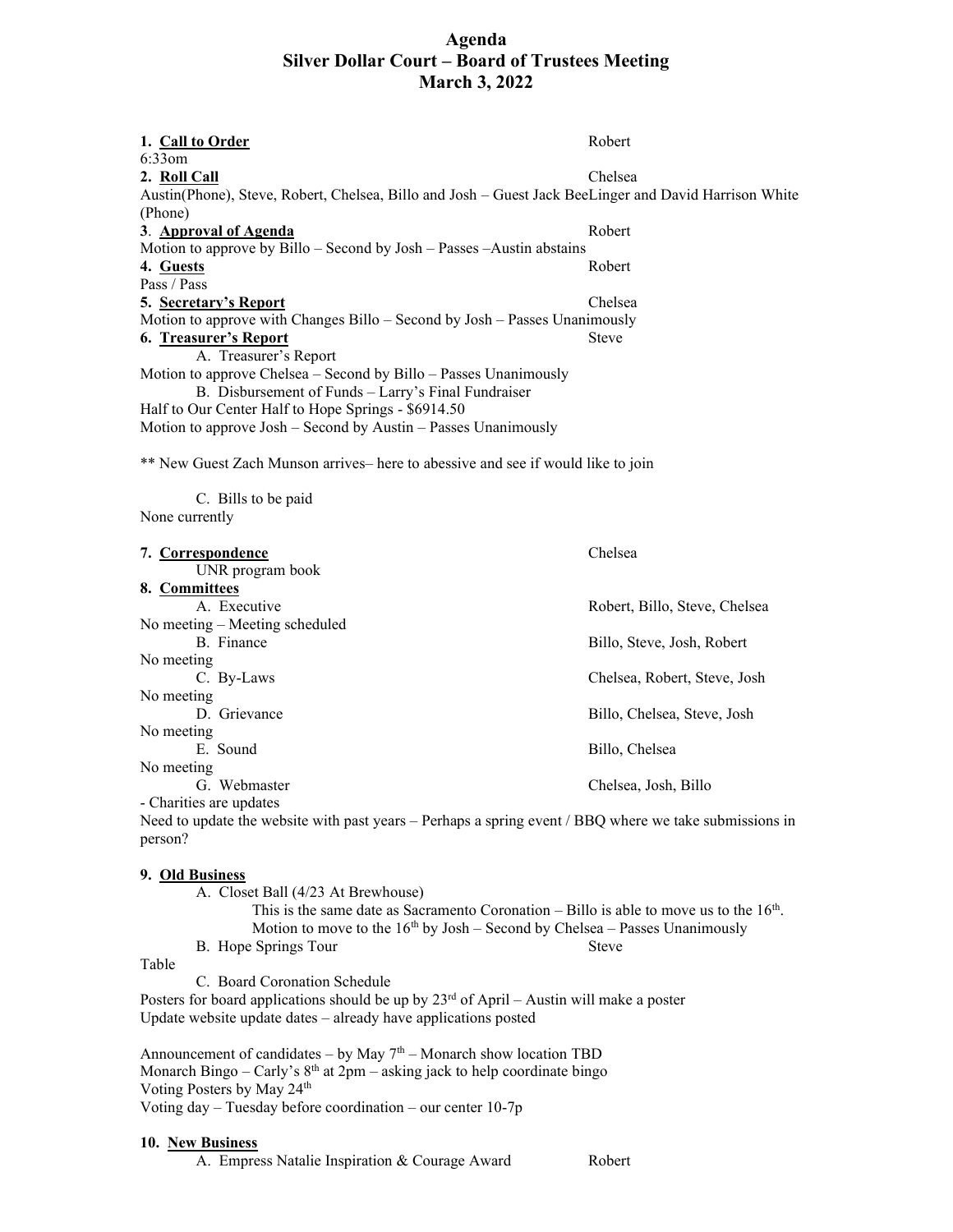# Agenda
# Silver Dollar Court – Board of Trustees Meeting
# March 3, 2022

1. **Call to Order** — Robert

6:33om

2. **Roll Call** — Chelsea

Austin(Phone), Steve, Robert, Chelsea, Billo and Josh – Guest Jack BeeLinger and David Harrison White (Phone)

3. **Approval of Agenda** — Robert

Motion to approve by Billo – Second by Josh – Passes –Austin abstains

4. **Guests** — Robert

Pass / Pass

5. **Secretary's Report** — Chelsea

Motion to approve with Changes Billo – Second by Josh – Passes Unanimously

6. **Treasurer's Report** — Steve

A. Treasurer's Report

Motion to approve Chelsea – Second by Billo – Passes Unanimously

B. Disbursement of Funds – Larry's Final Fundraiser

Half to Our Center Half to Hope Springs - $6914.50

Motion to approve Josh – Second by Austin – Passes Unanimously

** New Guest Zach Munson arrives– here to abessive and see if would like to join

C. Bills to be paid

None currently

7. **Correspondence** — Chelsea

UNR program book

8. **Committees**

A. Executive — Robert, Billo, Steve, Chelsea

No meeting – Meeting scheduled

B. Finance — Billo, Steve, Josh, Robert

No meeting

C. By-Laws — Chelsea, Robert, Steve, Josh

No meeting

D. Grievance — Billo, Chelsea, Steve, Josh

No meeting

E. Sound — Billo, Chelsea

No meeting

G. Webmaster — Chelsea, Josh, Billo

- Charities are updates

Need to update the website with past years – Perhaps a spring event / BBQ where we take submissions in person?

9. **Old Business**

A. Closet Ball (4/23 At Brewhouse)

This is the same date as Sacramento Coronation – Billo is able to move us to the 16th.
Motion to move to the 16th by Josh – Second by Chelsea – Passes Unanimously

B. Hope Springs Tour — Steve

Table

C. Board Coronation Schedule

Posters for board applications should be up by 23rd of April – Austin will make a poster
Update website update dates – already have applications posted

Announcement of candidates – by May 7th – Monarch show location TBD
Monarch Bingo – Carly's 8th at 2pm – asking jack to help coordinate bingo
Voting Posters by May 24th
Voting day – Tuesday before coordination – our center 10-7p

10. **New Business**

A. Empress Natalie Inspiration & Courage Award — Robert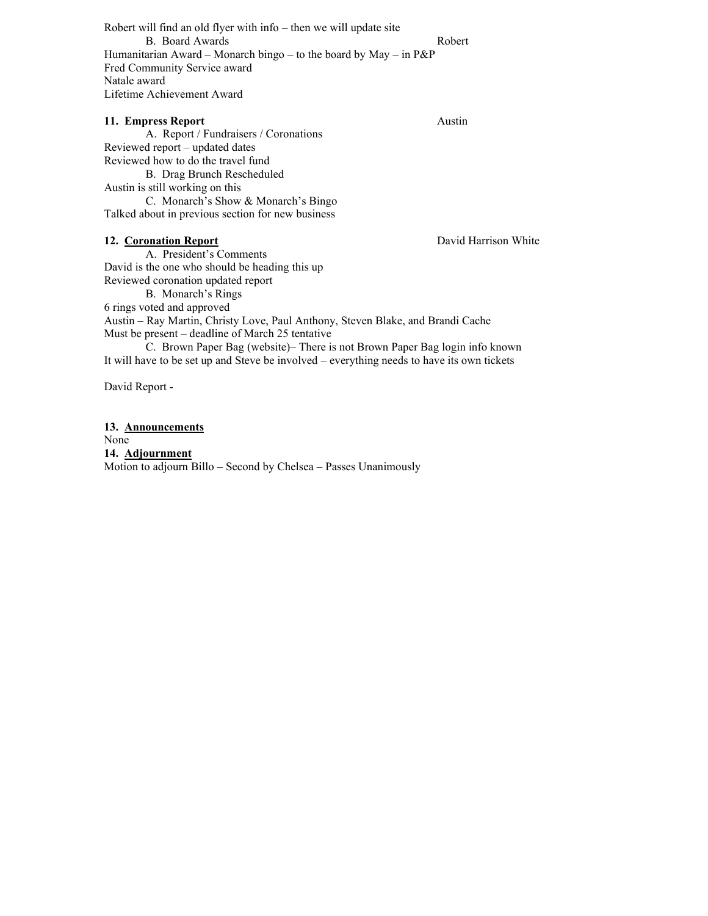Robert will find an old flyer with info – then we will update site

B. Board Awards — Robert

Humanitarian Award – Monarch bingo – to the board by May – in P&P
Fred Community Service award
Natale award
Lifetime Achievement Award

**11. Empress Report** — Austin

A. Report / Fundraisers / Coronations

Reviewed report – updated dates
Reviewed how to do the travel fund

B. Drag Brunch Rescheduled

Austin is still working on this

C. Monarch's Show & Monarch's Bingo

Talked about in previous section for new business

**12. <u>Coronation Report</u>** — David Harrison White

A. President's Comments

David is the one who should be heading this up
Reviewed coronation updated report

B. Monarch's Rings

6 rings voted and approved
Austin – Ray Martin, Christy Love, Paul Anthony, Steven Blake, and Brandi Cache
Must be present – deadline of March 25 tentative

C. Brown Paper Bag (website)– There is not Brown Paper Bag login info known

It will have to be set up and Steve be involved – everything needs to have its own tickets

David Report -

**13. <u>Announcements</u>**

None

**14. <u>Adjournment</u>**

Motion to adjourn Billo – Second by Chelsea – Passes Unanimously